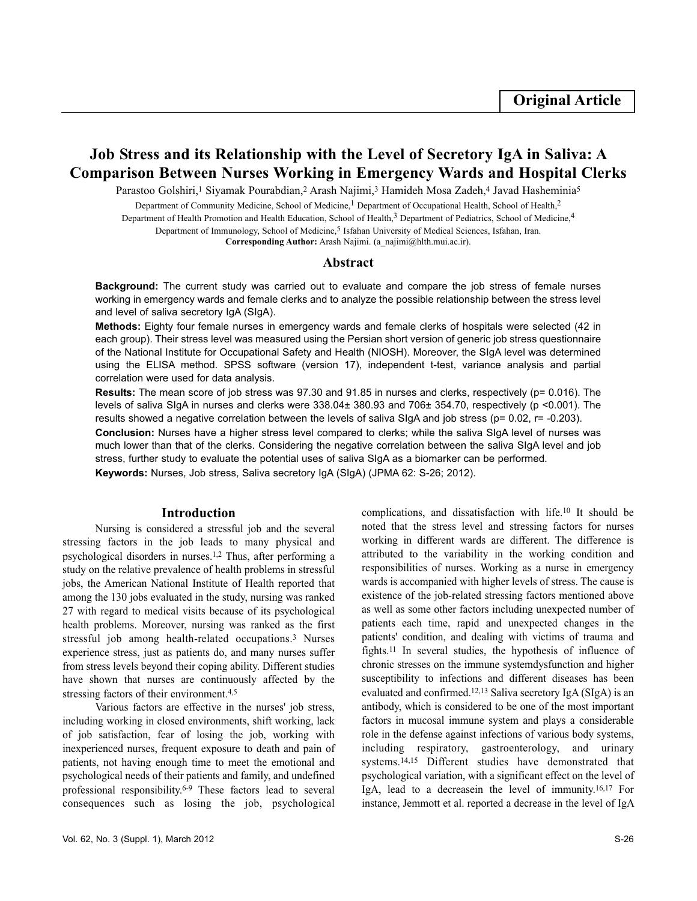**Original Article**

# Job Stress and its Relationship with the Level of Secretory IgA in Saliva: A Comparison Between Nurses Working in Emergency Wards and Hospital Clerks

Parastoo Golshiri,[1] Siyamak Pourabdian,[2] Arash Najimi,[3] Hamideh Mosa Zadeh,[4] Javad Hasheminia[5]

Department of Community Medicine, School of Medicine,[1] Department of Occupational Health, School of Health,[2] Department of Health Promotion and Health Education, School of Health,[3] Department of Pediatrics, School of Medicine,[4] Department of Immunology, School of Medicine,[5] Isfahan University of Medical Sciences, Isfahan, Iran.

**Corresponding Author:** Arash Najimi. (a_najimi@hlth.mui.ac.ir).

## Abstract

**Background:** The current study was carried out to evaluate and compare the job stress of female nurses working in emergency wards and female clerks and to analyze the possible relationship between the stress level and level of saliva secretory IgA (SIgA).

**Methods:** Eighty four female nurses in emergency wards and female clerks of hospitals were selected (42 in each group). Their stress level was measured using the Persian short version of generic job stress questionnaire of the National Institute for Occupational Safety and Health (NIOSH). Moreover, the SIgA level was determined using the ELISA method. SPSS software (version 17), independent t-test, variance analysis and partial correlation were used for data analysis.

**Results:** The mean score of job stress was 97.30 and 91.85 in nurses and clerks, respectively ($p= 0.016$). The levels of saliva SIgA in nurses and clerks were $338.04\pm 380.93$ and $706\pm 354.70$, respectively ($p <0.001$). The results showed a negative correlation between the levels of saliva SIgA and job stress ($p= 0.02$, $r= -0.203$).

**Conclusion:** Nurses have a higher stress level compared to clerks; while the saliva SIgA level of nurses was much lower than that of the clerks. Considering the negative correlation between the saliva SIgA level and job stress, further study to evaluate the potential uses of saliva SIgA as a biomarker can be performed.

**Keywords:** Nurses, Job stress, Saliva secretory IgA (SIgA) (JPMA 62: S-26; 2012).

## Introduction

Nursing is considered a stressful job and the several stressing factors in the job leads to many physical and psychological disorders in nurses.[1,2] Thus, after performing a study on the relative prevalence of health problems in stressful jobs, the American National Institute of Health reported that among the 130 jobs evaluated in the study, nursing was ranked 27 with regard to medical visits because of its psychological health problems. Moreover, nursing was ranked as the first stressful job among health-related occupations.[3] Nurses experience stress, just as patients do, and many nurses suffer from stress levels beyond their coping ability. Different studies have shown that nurses are continuously affected by the stressing factors of their environment.[4,5]

Various factors are effective in the nurses' job stress, including working in closed environments, shift working, lack of job satisfaction, fear of losing the job, working with inexperienced nurses, frequent exposure to death and pain of patients, not having enough time to meet the emotional and psychological needs of their patients and family, and undefined professional responsibility.[6-9] These factors lead to several consequences such as losing the job, psychological complications, and dissatisfaction with life.[10] It should be noted that the stress level and stressing factors for nurses working in different wards are different. The difference is attributed to the variability in the working condition and responsibilities of nurses. Working as a nurse in emergency wards is accompanied with higher levels of stress. The cause is existence of the job-related stressing factors mentioned above as well as some other factors including unexpected number of patients each time, rapid and unexpected changes in the patients' condition, and dealing with victims of trauma and fights.[11] In several studies, the hypothesis of influence of chronic stresses on the immune systemdysfunction and higher susceptibility to infections and different diseases has been evaluated and confirmed.[12,13] Saliva secretory IgA (SIgA) is an antibody, which is considered to be one of the most important factors in mucosal immune system and plays a considerable role in the defense against infections of various body systems, including respiratory, gastroenterology, and urinary systems.[14,15] Different studies have demonstrated that psychological variation, with a significant effect on the level of IgA, lead to a decreasein the level of immunity.[16,17] For instance, Jemmott et al. reported a decrease in the level of IgA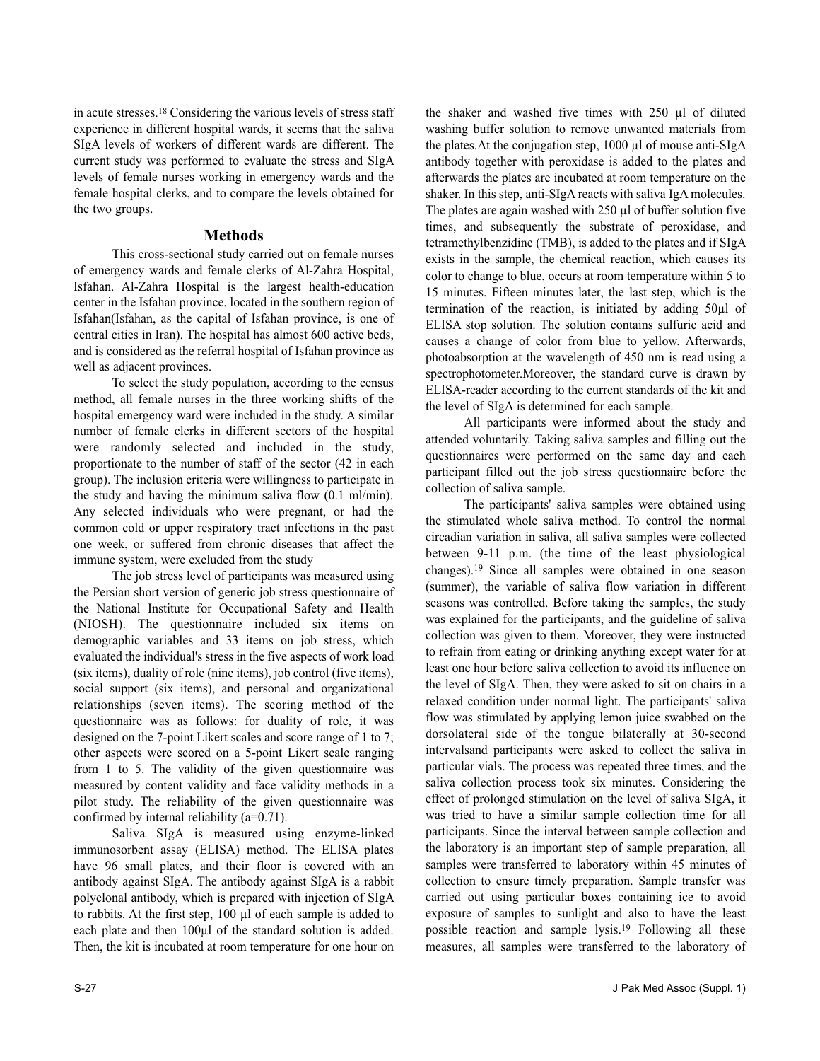in acute stresses.[18] Considering the various levels of stress staff experience in different hospital wards, it seems that the saliva SIgA levels of workers of different wards are different. The current study was performed to evaluate the stress and SIgA levels of female nurses working in emergency wards and the female hospital clerks, and to compare the levels obtained for the two groups.

## Methods

This cross-sectional study carried out on female nurses of emergency wards and female clerks of Al-Zahra Hospital, Isfahan. Al-Zahra Hospital is the largest health-education center in the Isfahan province, located in the southern region of Isfahan(Isfahan, as the capital of Isfahan province, is one of central cities in Iran). The hospital has almost 600 active beds, and is considered as the referral hospital of Isfahan province as well as adjacent provinces.

To select the study population, according to the census method, all female nurses in the three working shifts of the hospital emergency ward were included in the study. A similar number of female clerks in different sectors of the hospital were randomly selected and included in the study, proportionate to the number of staff of the sector (42 in each group). The inclusion criteria were willingness to participate in the study and having the minimum saliva flow (0.1 ml/min). Any selected individuals who were pregnant, or had the common cold or upper respiratory tract infections in the past one week, or suffered from chronic diseases that affect the immune system, were excluded from the study

The job stress level of participants was measured using the Persian short version of generic job stress questionnaire of the National Institute for Occupational Safety and Health (NIOSH). The questionnaire included six items on demographic variables and 33 items on job stress, which evaluated the individual's stress in the five aspects of work load (six items), duality of role (nine items), job control (five items), social support (six items), and personal and organizational relationships (seven items). The scoring method of the questionnaire was as follows: for duality of role, it was designed on the 7-point Likert scales and score range of 1 to 7; other aspects were scored on a 5-point Likert scale ranging from 1 to 5. The validity of the given questionnaire was measured by content validity and face validity methods in a pilot study. The reliability of the given questionnaire was confirmed by internal reliability (a=0.71).

Saliva SIgA is measured using enzyme-linked immunosorbent assay (ELISA) method. The ELISA plates have 96 small plates, and their floor is covered with an antibody against SIgA. The antibody against SIgA is a rabbit polyclonal antibody, which is prepared with injection of SIgA to rabbits. At the first step, 100 µl of each sample is added to each plate and then 100µl of the standard solution is added. Then, the kit is incubated at room temperature for one hour on the shaker and washed five times with 250 µl of diluted washing buffer solution to remove unwanted materials from the plates.At the conjugation step, 1000 µl of mouse anti-SIgA antibody together with peroxidase is added to the plates and afterwards the plates are incubated at room temperature on the shaker. In this step, anti-SIgA reacts with saliva IgA molecules. The plates are again washed with 250 µl of buffer solution five times, and subsequently the substrate of peroxidase, and tetramethylbenzidine (TMB), is added to the plates and if SIgA exists in the sample, the chemical reaction, which causes its color to change to blue, occurs at room temperature within 5 to 15 minutes. Fifteen minutes later, the last step, which is the termination of the reaction, is initiated by adding 50µl of ELISA stop solution. The solution contains sulfuric acid and causes a change of color from blue to yellow. Afterwards, photoabsorption at the wavelength of 450 nm is read using a spectrophotometer.Moreover, the standard curve is drawn by ELISA-reader according to the current standards of the kit and the level of SIgA is determined for each sample.

All participants were informed about the study and attended voluntarily. Taking saliva samples and filling out the questionnaires were performed on the same day and each participant filled out the job stress questionnaire before the collection of saliva sample.

The participants' saliva samples were obtained using the stimulated whole saliva method. To control the normal circadian variation in saliva, all saliva samples were collected between 9-11 p.m. (the time of the least physiological changes).[19] Since all samples were obtained in one season (summer), the variable of saliva flow variation in different seasons was controlled. Before taking the samples, the study was explained for the participants, and the guideline of saliva collection was given to them. Moreover, they were instructed to refrain from eating or drinking anything except water for at least one hour before saliva collection to avoid its influence on the level of SIgA. Then, they were asked to sit on chairs in a relaxed condition under normal light. The participants' saliva flow was stimulated by applying lemon juice swabbed on the dorsolateral side of the tongue bilaterally at 30-second intervalsand participants were asked to collect the saliva in particular vials. The process was repeated three times, and the saliva collection process took six minutes. Considering the effect of prolonged stimulation on the level of saliva SIgA, it was tried to have a similar sample collection time for all participants. Since the interval between sample collection and the laboratory is an important step of sample preparation, all samples were transferred to laboratory within 45 minutes of collection to ensure timely preparation. Sample transfer was carried out using particular boxes containing ice to avoid exposure of samples to sunlight and also to have the least possible reaction and sample lysis.[19] Following all these measures, all samples were transferred to the laboratory of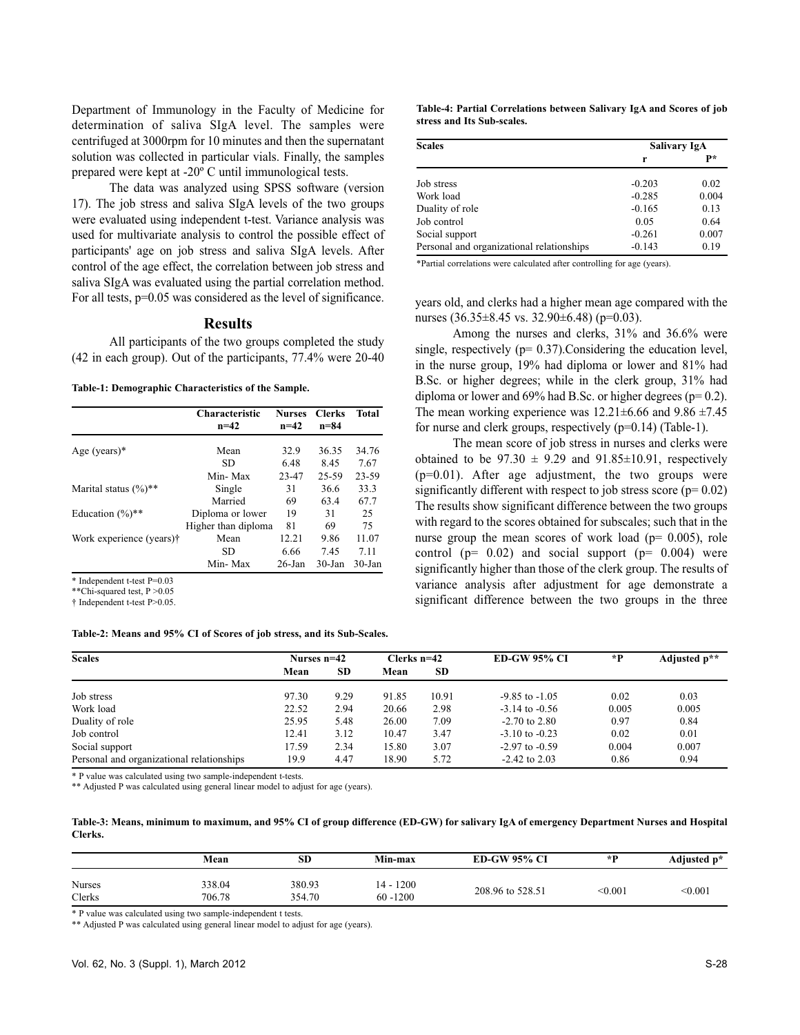Department of Immunology in the Faculty of Medicine for determination of saliva SIgA level. The samples were centrifuged at 3000rpm for 10 minutes and then the supernatant solution was collected in particular vials. Finally, the samples prepared were kept at -20º C until immunological tests.

The data was analyzed using SPSS software (version 17). The job stress and saliva SIgA levels of the two groups were evaluated using independent t-test. Variance analysis was used for multivariate analysis to control the possible effect of participants' age on job stress and saliva SIgA levels. After control of the age effect, the correlation between job stress and saliva SIgA was evaluated using the partial correlation method. For all tests, p=0.05 was considered as the level of significance.

## Results

All participants of the two groups completed the study (42 in each group). Out of the participants, 77.4% were 20-40 years old, and clerks had a higher mean age compared with the nurses (36.35±8.45 vs. 32.90±6.48) (p=0.03).

Among the nurses and clerks, 31% and 36.6% were single, respectively (p= 0.37).Considering the education level, in the nurse group, 19% had diploma or lower and 81% had B.Sc. or higher degrees; while in the clerk group, 31% had diploma or lower and 69% had B.Sc. or higher degrees (p= 0.2). The mean working experience was 12.21±6.66 and 9.86 ±7.45 for nurse and clerk groups, respectively (p=0.14) (Table-1).

The mean score of job stress in nurses and clerks were obtained to be 97.30 ± 9.29 and 91.85±10.91, respectively (p=0.01). After age adjustment, the two groups were significantly different with respect to job stress score (p= 0.02) The results show significant difference between the two groups with regard to the scores obtained for subscales; such that in the nurse group the mean scores of work load (p= 0.005), role control (p= 0.02) and social support (p= 0.004) were significantly higher than those of the clerk group. The results of variance analysis after adjustment for age demonstrate a significant difference between the two groups in the three

**Table-1: Demographic Characteristics of the Sample.**

| | Characteristic n=42 | Nurses n=42 | Clerks n=84 | Total |
|---|---|---|---|---|
| Age (years)* | Mean | 32.9 | 36.35 | 34.76 |
| | SD | 6.48 | 8.45 | 7.67 |
| | Min- Max | 23-47 | 25-59 | 23-59 |
| Marital status (%)** | Single | 31 | 36.6 | 33.3 |
| | Married | 69 | 63.4 | 67.7 |
| Education (%)** | Diploma or lower | 19 | 31 | 25 |
| | Higher than diploma | 81 | 69 | 75 |
| Work experience (years)† | Mean | 12.21 | 9.86 | 11.07 |
| | SD | 6.66 | 7.45 | 7.11 |
| | Min- Max | 26-Jan | 30-Jan | 30-Jan |

\* Independent t-test P=0.03
\*\*Chi-squared test, P >0.05
† Independent t-test P>0.05.

**Table-4: Partial Correlations between Salivary IgA and Scores of job stress and Its Sub-scales.**

| Scales | Salivary IgA | |
|---|---|---|
| | r | P* |
| Job stress | -0.203 | 0.02 |
| Work load | -0.285 | 0.004 |
| Duality of role | -0.165 | 0.13 |
| Job control | 0.05 | 0.64 |
| Social support | -0.261 | 0.007 |
| Personal and organizational relationships | -0.143 | 0.19 |

\*Partial correlations were calculated after controlling for age (years).

**Table-2: Means and 95% CI of Scores of job stress, and its Sub-Scales.**

| Scales | Nurses n=42 | | Clerks n=42 | | ED-GW 95% CI | *P | Adjusted p** |
|---|---|---|---|---|---|---|---|
| | Mean | SD | Mean | SD | | | |
| Job stress | 97.30 | 9.29 | 91.85 | 10.91 | -9.85 to -1.05 | 0.02 | 0.03 |
| Work load | 22.52 | 2.94 | 20.66 | 2.98 | -3.14 to -0.56 | 0.005 | 0.005 |
| Duality of role | 25.95 | 5.48 | 26.00 | 7.09 | -2.70 to 2.80 | 0.97 | 0.84 |
| Job control | 12.41 | 3.12 | 10.47 | 3.47 | -3.10 to -0.23 | 0.02 | 0.01 |
| Social support | 17.59 | 2.34 | 15.80 | 3.07 | -2.97 to -0.59 | 0.004 | 0.007 |
| Personal and organizational relationships | 19.9 | 4.47 | 18.90 | 5.72 | -2.42 to 2.03 | 0.86 | 0.94 |

\* P value was calculated using two sample-independent t-tests.
\*\* Adjusted P was calculated using general linear model to adjust for age (years).

**Table-3: Means, minimum to maximum, and 95% CI of group difference (ED-GW) for salivary IgA of emergency Department Nurses and Hospital Clerks.**

| | Mean | SD | Min-max | ED-GW 95% CI | *P | Adjusted p* |
|---|---|---|---|---|---|---|
| Nurses | 338.04 | 380.93 | 14 - 1200 | 208.96 to 528.51 | <0.001 | <0.001 |
| Clerks | 706.78 | 354.70 | 60 -1200 | | | |

\* P value was calculated using two sample-independent t tests.
\*\* Adjusted P was calculated using general linear model to adjust for age (years).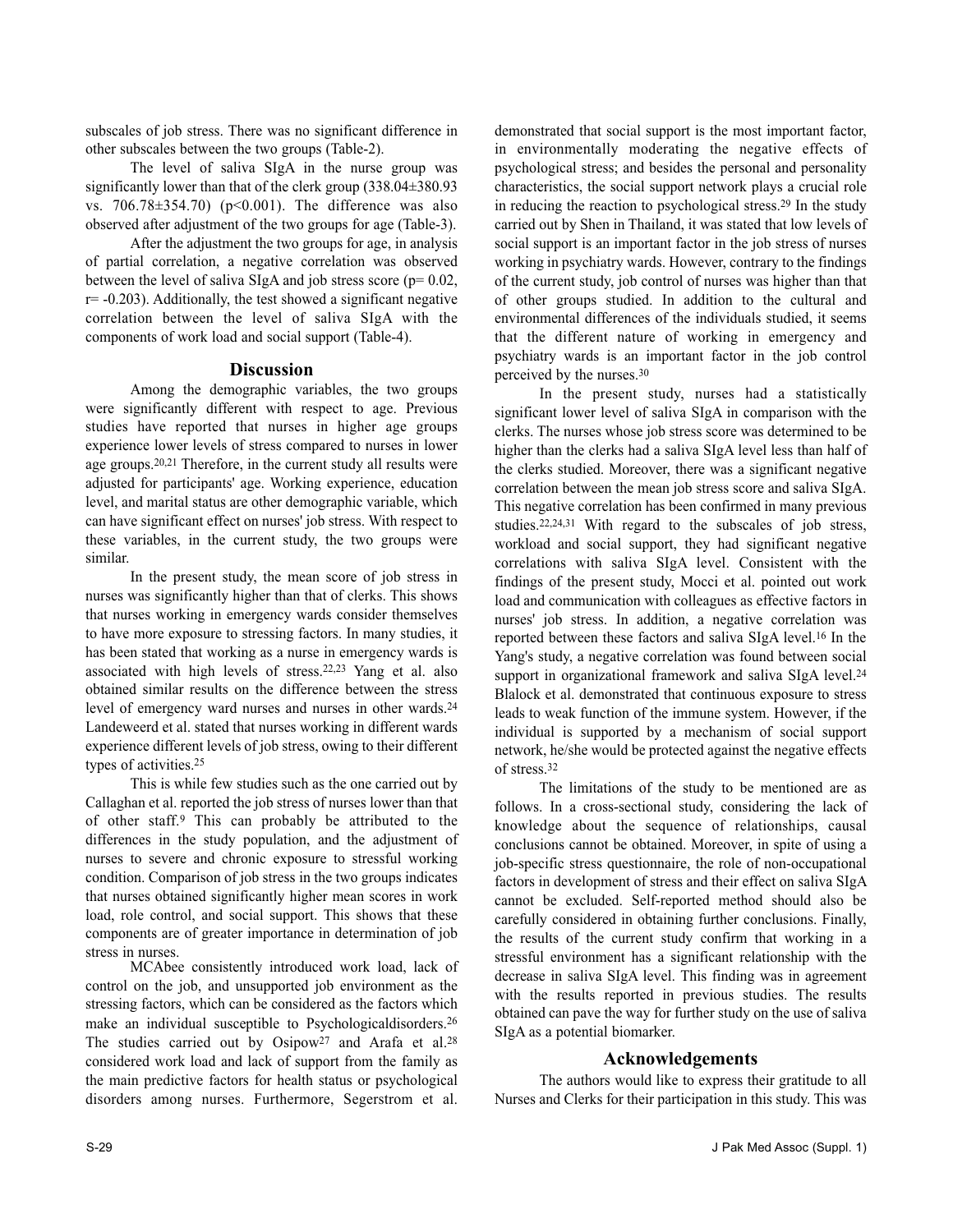subscales of job stress. There was no significant difference in other subscales between the two groups (Table-2).

The level of saliva SIgA in the nurse group was significantly lower than that of the clerk group (338.04±380.93 vs. 706.78±354.70) ($p<0.001$). The difference was also observed after adjustment of the two groups for age (Table-3).

After the adjustment the two groups for age, in analysis of partial correlation, a negative correlation was observed between the level of saliva SIgA and job stress score ($p= 0.02$, $r= -0.203$). Additionally, the test showed a significant negative correlation between the level of saliva SIgA with the components of work load and social support (Table-4).

## Discussion

Among the demographic variables, the two groups were significantly different with respect to age. Previous studies have reported that nurses in higher age groups experience lower levels of stress compared to nurses in lower age groups.[20,21] Therefore, in the current study all results were adjusted for participants' age. Working experience, education level, and marital status are other demographic variable, which can have significant effect on nurses' job stress. With respect to these variables, in the current study, the two groups were similar.

In the present study, the mean score of job stress in nurses was significantly higher than that of clerks. This shows that nurses working in emergency wards consider themselves to have more exposure to stressing factors. In many studies, it has been stated that working as a nurse in emergency wards is associated with high levels of stress.[22,23] Yang et al. also obtained similar results on the difference between the stress level of emergency ward nurses and nurses in other wards.[24] Landeweerd et al. stated that nurses working in different wards experience different levels of job stress, owing to their different types of activities.[25]

This is while few studies such as the one carried out by Callaghan et al. reported the job stress of nurses lower than that of other staff.[9] This can probably be attributed to the differences in the study population, and the adjustment of nurses to severe and chronic exposure to stressful working condition. Comparison of job stress in the two groups indicates that nurses obtained significantly higher mean scores in work load, role control, and social support. This shows that these components are of greater importance in determination of job stress in nurses.

MCAbee consistently introduced work load, lack of control on the job, and unsupported job environment as the stressing factors, which can be considered as the factors which make an individual susceptible to Psychologicaldisorders.[26] The studies carried out by Osipow[27] and Arafa et al.[28] considered work load and lack of support from the family as the main predictive factors for health status or psychological disorders among nurses. Furthermore, Segerstrom et al. demonstrated that social support is the most important factor, in environmentally moderating the negative effects of psychological stress; and besides the personal and personality characteristics, the social support network plays a crucial role in reducing the reaction to psychological stress.[29] In the study carried out by Shen in Thailand, it was stated that low levels of social support is an important factor in the job stress of nurses working in psychiatry wards. However, contrary to the findings of the current study, job control of nurses was higher than that of other groups studied. In addition to the cultural and environmental differences of the individuals studied, it seems that the different nature of working in emergency and psychiatry wards is an important factor in the job control perceived by the nurses.[30]

In the present study, nurses had a statistically significant lower level of saliva SIgA in comparison with the clerks. The nurses whose job stress score was determined to be higher than the clerks had a saliva SIgA level less than half of the clerks studied. Moreover, there was a significant negative correlation between the mean job stress score and saliva SIgA. This negative correlation has been confirmed in many previous studies.[22,24,31] With regard to the subscales of job stress, workload and social support, they had significant negative correlations with saliva SIgA level. Consistent with the findings of the present study, Mocci et al. pointed out work load and communication with colleagues as effective factors in nurses' job stress. In addition, a negative correlation was reported between these factors and saliva SIgA level.[16] In the Yang's study, a negative correlation was found between social support in organizational framework and saliva SIgA level.[24] Blalock et al. demonstrated that continuous exposure to stress leads to weak function of the immune system. However, if the individual is supported by a mechanism of social support network, he/she would be protected against the negative effects of stress.[32]

The limitations of the study to be mentioned are as follows. In a cross-sectional study, considering the lack of knowledge about the sequence of relationships, causal conclusions cannot be obtained. Moreover, in spite of using a job-specific stress questionnaire, the role of non-occupational factors in development of stress and their effect on saliva SIgA cannot be excluded. Self-reported method should also be carefully considered in obtaining further conclusions. Finally, the results of the current study confirm that working in a stressful environment has a significant relationship with the decrease in saliva SIgA level. This finding was in agreement with the results reported in previous studies. The results obtained can pave the way for further study on the use of saliva SIgA as a potential biomarker.

## Acknowledgements

The authors would like to express their gratitude to all Nurses and Clerks for their participation in this study. This was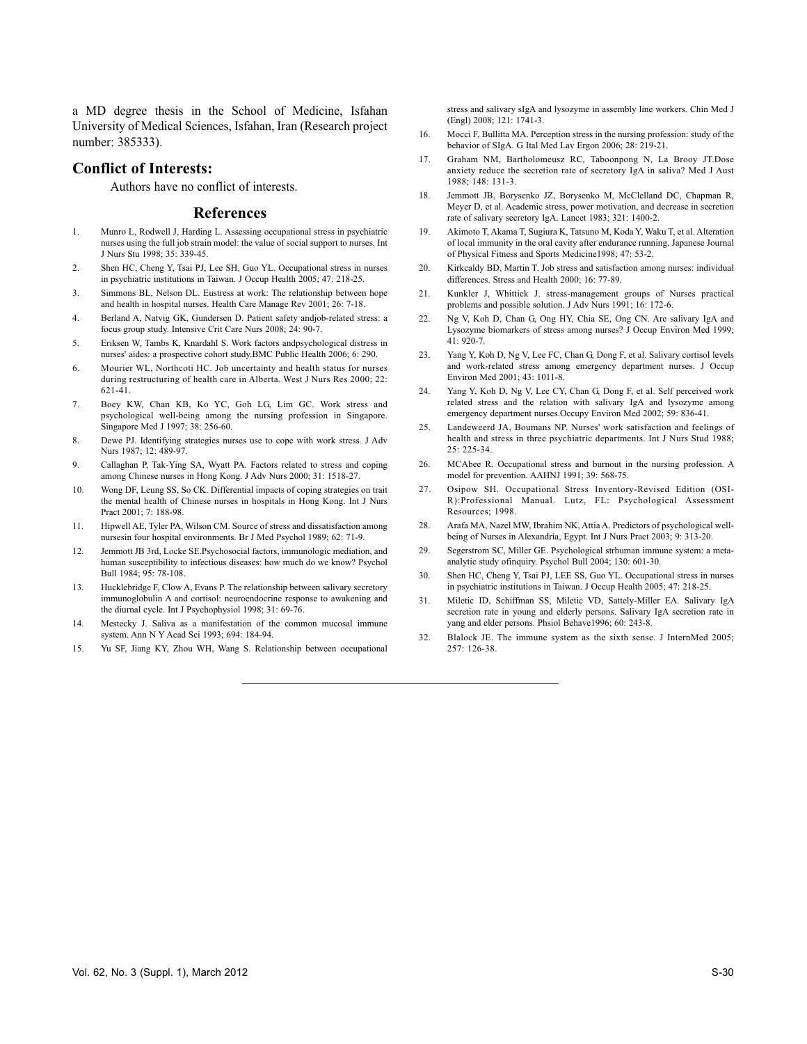a MD degree thesis in the School of Medicine, Isfahan University of Medical Sciences, Isfahan, Iran (Research project number: 385333).

## Conflict of Interests:

Authors have no conflict of interests.

## References

1. Munro L, Rodwell J, Harding L. Assessing occupational stress in psychiatric nurses using the full job strain model: the value of social support to nurses. Int J Nurs Stu 1998; 35: 339-45.
2. Shen HC, Cheng Y, Tsai PJ, Lee SH, Guo YL. Occupational stress in nurses in psychiatric institutions in Taiwan. J Occup Health 2005; 47: 218-25.
3. Simmons BL, Nelson DL. Eustress at work: The relationship between hope and health in hospital nurses. Health Care Manage Rev 2001; 26: 7-18.
4. Berland A, Natvig GK, Gundersen D. Patient safety andjob-related stress: a focus group study. Intensive Crit Care Nurs 2008; 24: 90-7.
5. Eriksen W, Tambs K, Knardahl S. Work factors andpsychological distress in nurses' aides: a prospective cohort study.BMC Public Health 2006; 6: 290.
6. Mourier WL, Northcoti HC. Job uncertainty and health status for nurses during restructuring of health care in Alberta. West J Nurs Res 2000; 22: 621-41.
7. Boey KW, Chan KB, Ko YC, Goh LG, Lim GC. Work stress and psychological well-being among the nursing profession in Singapore. Singapore Med J 1997; 38: 256-60.
8. Dewe PJ. Identifying strategies nurses use to cope with work stress. J Adv Nurs 1987; 12: 489-97.
9. Callaghan P, Tak-Ying SA, Wyatt PA. Factors related to stress and coping among Chinese nurses in Hong Kong. J Adv Nurs 2000; 31: 1518-27.
10. Wong DF, Leung SS, So CK. Differential impacts of coping strategies on trait the mental health of Chinese nurses in hospitals in Hong Kong. Int J Nurs Pract 2001; 7: 188-98.
11. Hipwell AE, Tyler PA, Wilson CM. Source of stress and dissatisfaction among nursesin four hospital environments. Br J Med Psychol 1989; 62: 71-9.
12. Jemmott JB 3rd, Locke SE.Psychosocial factors, immunologic mediation, and human susceptibility to infectious diseases: how much do we know? Psychol Bull 1984; 95: 78-108.
13. Hucklebridge F, Clow A, Evans P. The relationship between salivary secretory immunoglobulin A and cortisol: neuroendocrine response to awakening and the diurnal cycle. Int J Psychophysiol 1998; 31: 69-76.
14. Mestecky J. Saliva as a manifestation of the common mucosal immune system. Ann N Y Acad Sci 1993; 694: 184-94.
15. Yu SF, Jiang KY, Zhou WH, Wang S. Relationship between occupational stress and salivary sIgA and lysozyme in assembly line workers. Chin Med J (Engl) 2008; 121: 1741-3.
16. Mocci F, Bullitta MA. Perception stress in the nursing profession: study of the behavior of SIgA. G Ital Med Lav Ergon 2006; 28: 219-21.
17. Graham NM, Bartholomeusz RC, Taboonpong N, La Brooy JT.Dose anxiety reduce the secretion rate of secretory IgA in saliva? Med J Aust 1988; 148: 131-3.
18. Jemmott JB, Borysenko JZ, Borysenko M, McClelland DC, Chapman R, Meyer D, et al. Academic stress, power motivation, and decrease in secretion rate of salivary secretory IgA. Lancet 1983; 321: 1400-2.
19. Akimoto T, Akama T, Sugiura K, Tatsuno M, Koda Y, Waku T, et al. Alteration of local immunity in the oral cavity after endurance running. Japanese Journal of Physical Fitness and Sports Medicine1998; 47: 53-2.
20. Kirkcaldy BD, Martin T. Job stress and satisfaction among nurses: individual differences. Stress and Health 2000; 16: 77-89.
21. Kunkler J, Whittick J. stress-management groups of Nurses practical problems and possible solution. J Adv Nurs 1991; 16: 172-6.
22. Ng V, Koh D, Chan G, Ong HY, Chia SE, Ong CN. Are salivary IgA and Lysozyme biomarkers of stress among nurses? J Occup Environ Med 1999; 41: 920-7.
23. Yang Y, Koh D, Ng V, Lee FC, Chan G, Dong F, et al. Salivary cortisol levels and work-related stress among emergency department nurses. J Occup Environ Med 2001; 43: 1011-8.
24. Yang Y, Koh D, Ng V, Lee CY, Chan G, Dong F, et al. Self perceived work related stress and the relation with salivary IgA and lysozyme among emergency department nurses.Occupy Environ Med 2002; 59: 836-41.
25. Landeweerd JA, Boumans NP. Nurses' work satisfaction and feelings of health and stress in three psychiatric departments. Int J Nurs Stud 1988; 25: 225-34.
26. MCAbee R. Occupational stress and burnout in the nursing profession. A model for prevention. AAHNJ 1991; 39: 568-75.
27. Osipow SH. Occupational Stress Inventory-Revised Edition (OSI-R):Professional Manual. Lutz, FL: Psychological Assessment Resources; 1998.
28. Arafa MA, Nazel MW, Ibrahim NK, Attia A. Predictors of psychological well-being of Nurses in Alexandria, Egypt. Int J Nurs Pract 2003; 9: 313-20.
29. Segerstrom SC, Miller GE. Psychological strhuman immune system: a meta-analytic study ofinquiry. Psychol Bull 2004; 130: 601-30.
30. Shen HC, Cheng Y, Tsai PJ, LEE SS, Guo YL. Occupational stress in nurses in psychiatric institutions in Taiwan. J Occup Health 2005; 47: 218-25.
31. Miletic ID, Schiffman SS, Miletic VD, Sattely-Miller EA. Salivary IgA secretion rate in young and elderly persons. Salivary IgA secretion rate in yang and elder persons. Phsiol Behave1996; 60: 243-8.
32. Blalock JE. The immune system as the sixth sense. J InternMed 2005; 257: 126-38.